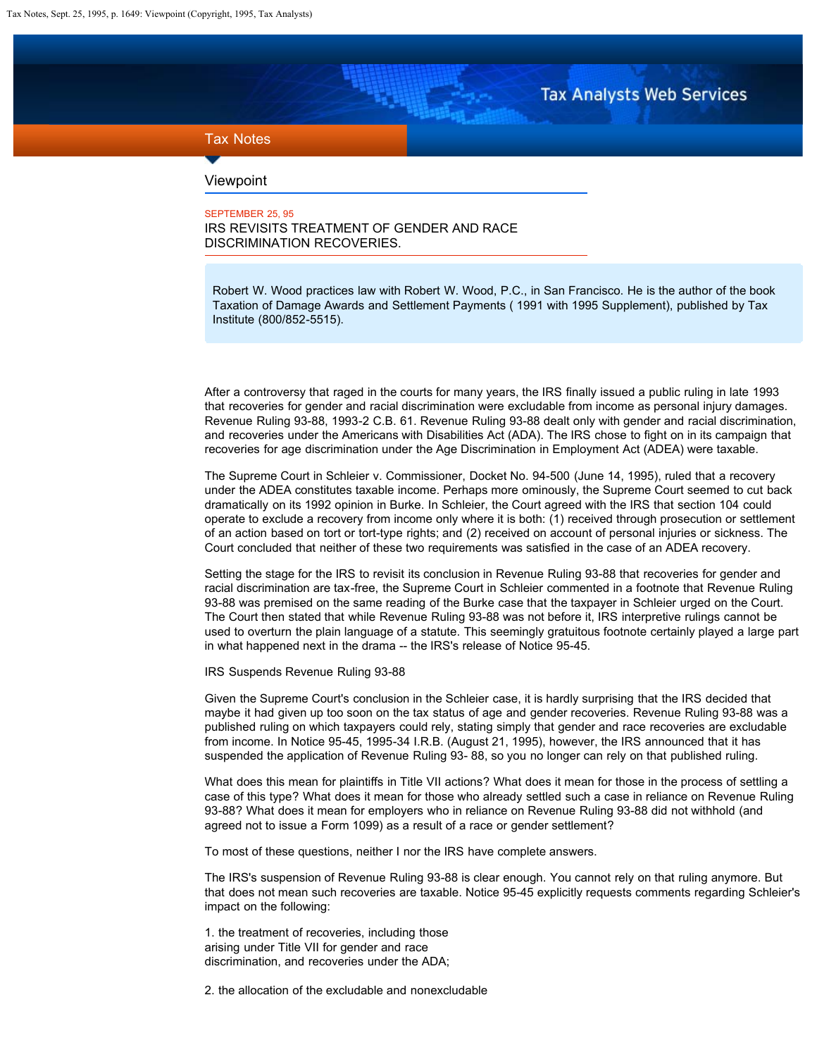Viewpoint

SEPTEMBER 25, 95

# IRS REVISITS TREATMENT OF GENDER AND RACE DISCRIMINATION RECOVERIES.

Robert W. Wood practices law with Robert W. Wood, P.C., in San Francisco. He is the author of the book Taxation of Damage Awards and Settlement Payments ( 1991 with 1995 Supplement), published by Tax Institute (800/852-5515).

After a controversy that raged in the courts for many years, the IRS finally issued a public ruling in late 1993 that recoveries for gender and racial discrimination were excludable from income as personal injury damages. Revenue Ruling 93-88, 1993-2 C.B. 61. Revenue Ruling 93-88 dealt only with gender and racial discrimination, and recoveries under the Americans with Disabilities Act (ADA). The IRS chose to fight on in its campaign that recoveries for age discrimination under the Age Discrimination in Employment Act (ADEA) were taxable.

The Supreme Court in Schleier v. Commissioner, Docket No. 94-500 (June 14, 1995), ruled that a recovery under the ADEA constitutes taxable income. Perhaps more ominously, the Supreme Court seemed to cut back dramatically on its 1992 opinion in Burke. In Schleier, the Court agreed with the IRS that section 104 could operate to exclude a recovery from income only where it is both: (1) received through prosecution or settlement of an action based on tort or tort-type rights; and (2) received on account of personal injuries or sickness. The Court concluded that neither of these two requirements was satisfied in the case of an ADEA recovery.

Setting the stage for the IRS to revisit its conclusion in Revenue Ruling 93-88 that recoveries for gender and racial discrimination are tax-free, the Supreme Court in Schleier commented in a footnote that Revenue Ruling 93-88 was premised on the same reading of the Burke case that the taxpayer in Schleier urged on the Court. The Court then stated that while Revenue Ruling 93-88 was not before it, IRS interpretive rulings cannot be used to overturn the plain language of a statute. This seemingly gratuitous footnote certainly played a large part in what happened next in the drama -- the IRS's release of Notice 95-45.

## IRS Suspends Revenue Ruling 93-88

Given the Supreme Court's conclusion in the Schleier case, it is hardly surprising that the IRS decided that maybe it had given up too soon on the tax status of age and gender recoveries. Revenue Ruling 93-88 was a published ruling on which taxpayers could rely, stating simply that gender and race recoveries are excludable from income. In Notice 95-45, 1995-34 I.R.B. (August 21, 1995), however, the IRS announced that it has suspended the application of Revenue Ruling 93- 88, so you no longer can rely on that published ruling.

What does this mean for plaintiffs in Title VII actions? What does it mean for those in the process of settling a case of this type? What does it mean for those who already settled such a case in reliance on Revenue Ruling 93-88? What does it mean for employers who in reliance on Revenue Ruling 93-88 did not withhold (and agreed not to issue a Form 1099) as a result of a race or gender settlement?

To most of these questions, neither I nor the IRS have complete answers.

The IRS's suspension of Revenue Ruling 93-88 is clear enough. You cannot rely on that ruling anymore. But that does not mean such recoveries are taxable. Notice 95-45 explicitly requests comments regarding Schleier's impact on the following:

1. the treatment of recoveries, including those arising under Title VII for gender and race discrimination, and recoveries under the ADA;

2. the allocation of the excludable and nonexcludable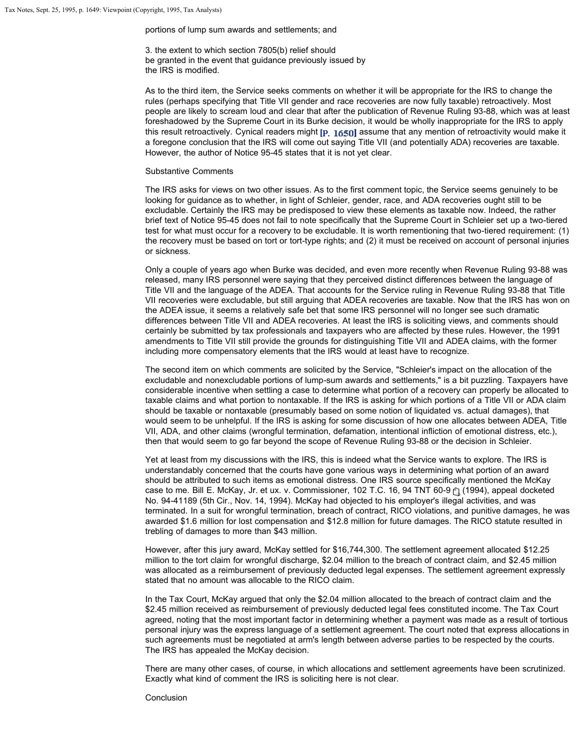portions of lump sum awards and settlements; and

3. the extent to which section 7805(b) relief should be granted in the event that guidance previously issued by the IRS is modified.

As to the third item, the Service seeks comments on whether it will be appropriate for the IRS to change the rules (perhaps specifying that Title VII gender and race recoveries are now fully taxable) retroactively. Most people are likely to scream loud and clear that after the publication of Revenue Ruling 93-88, which was at least foreshadowed by the Supreme Court in its Burke decision, it would be wholly inappropriate for the IRS to apply this result retroactively. Cynical readers might [P. 1650] assume that any mention of retroactivity would make it a foregone conclusion that the IRS will come out saying Title VII (and potentially ADA) recoveries are taxable. However, the author of Notice 95-45 states that it is not yet clear.

Substantive Comments

The IRS asks for views on two other issues. As to the first comment topic, the Service seems genuinely to be looking for guidance as to whether, in light of Schleier, gender, race, and ADA recoveries ought still to be excludable. Certainly the IRS may be predisposed to view these elements as taxable now. Indeed, the rather brief text of Notice 95-45 does not fail to note specifically that the Supreme Court in Schleier set up a two-tiered test for what must occur for a recovery to be excludable. It is worth rementioning that two-tiered requirement: (1) the recovery must be based on tort or tort-type rights; and (2) it must be received on account of personal injuries or sickness.

Only a couple of years ago when Burke was decided, and even more recently when Revenue Ruling 93-88 was released, many IRS personnel were saying that they perceived distinct differences between the language of Title VII and the language of the ADEA. That accounts for the Service ruling in Revenue Ruling 93-88 that Title VII recoveries were excludable, but still arguing that ADEA recoveries are taxable. Now that the IRS has won on the ADEA issue, it seems a relatively safe bet that some IRS personnel will no longer see such dramatic differences between Title VII and ADEA recoveries. At least the IRS is soliciting views, and comments should certainly be submitted by tax professionals and taxpayers who are affected by these rules. However, the 1991 amendments to Title VII still provide the grounds for distinguishing Title VII and ADEA claims, with the former including more compensatory elements that the IRS would at least have to recognize.

The second item on which comments are solicited by the Service, "Schleier's impact on the allocation of the excludable and nonexcludable portions of lump-sum awards and settlements," is a bit puzzling. Taxpayers have considerable incentive when settling a case to determine what portion of a recovery can properly be allocated to taxable claims and what portion to nontaxable. If the IRS is asking for which portions of a Title VII or ADA claim should be taxable or nontaxable (presumably based on some notion of liquidated vs. actual damages), that would seem to be unhelpful. If the IRS is asking for some discussion of how one allocates between ADEA, Title VII, ADA, and other claims (wrongful termination, defamation, intentional infliction of emotional distress, etc.), then that would seem to go far beyond the scope of Revenue Ruling 93-88 or the decision in Schleier.

Yet at least from my discussions with the IRS, this is indeed what the Service wants to explore. The IRS is understandably concerned that the courts have gone various ways in determining what portion of an award should be attributed to such items as emotional distress. One IRS source specifically mentioned the McKay case to me. Bill E. McKay, Jr. et ux. v. Commissioner, 102 T.C. 16, 94 TNT 60-9 (1994), appeal docketed No. 94-41189 (5th Cir., Nov. 14, 1994). McKay had objected to his employer's illegal activities, and was terminated. In a suit for wrongful termination, breach of contract, RICO violations, and punitive damages, he was awarded $1.6 million for lost compensation and $12.8 million for future damages. The RICO statute resulted in trebling of damages to more than $43 million.

However, after this jury award, McKay settled for $16,744,300. The settlement agreement allocated $12.25 million to the tort claim for wrongful discharge, $2.04 million to the breach of contract claim, and $2.45 million was allocated as a reimbursement of previously deducted legal expenses. The settlement agreement expressly stated that no amount was allocable to the RICO claim.

In the Tax Court, McKay argued that only the $2.04 million allocated to the breach of contract claim and the $2.45 million received as reimbursement of previously deducted legal fees constituted income. The Tax Court agreed, noting that the most important factor in determining whether a payment was made as a result of tortious personal injury was the express language of a settlement agreement. The court noted that express allocations in such agreements must be negotiated at arm's length between adverse parties to be respected by the courts. The IRS has appealed the McKay decision.

There are many other cases, of course, in which allocations and settlement agreements have been scrutinized. Exactly what kind of comment the IRS is soliciting here is not clear.

Conclusion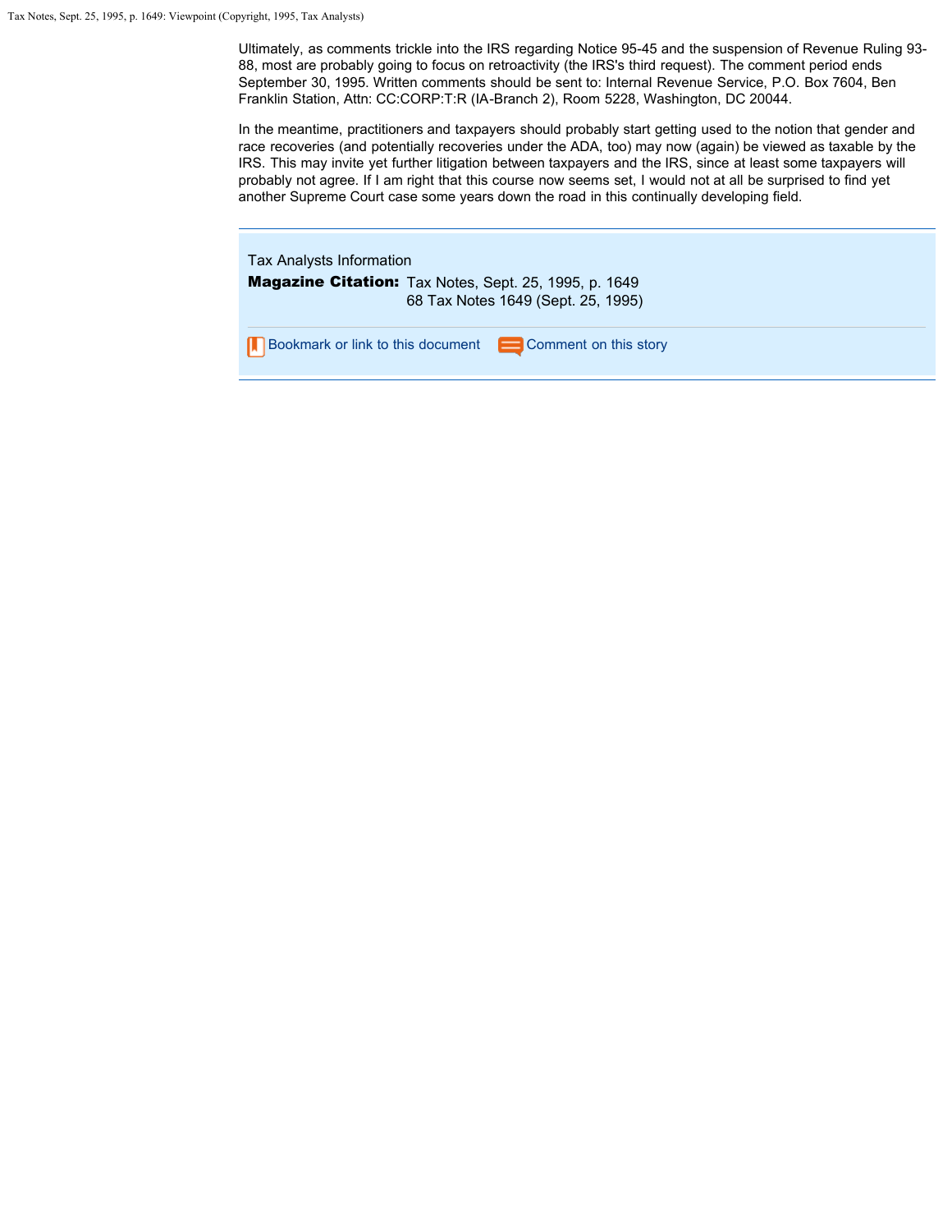Ultimately, as comments trickle into the IRS regarding Notice 95-45 and the suspension of Revenue Ruling 93-88, most are probably going to focus on retroactivity (the IRS's third request). The comment period ends September 30, 1995. Written comments should be sent to: Internal Revenue Service, P.O. Box 7604, Ben Franklin Station, Attn: CC:CORP:T:R (IA-Branch 2), Room 5228, Washington, DC 20044.

In the meantime, practitioners and taxpayers should probably start getting used to the notion that gender and race recoveries (and potentially recoveries under the ADA, too) may now (again) be viewed as taxable by the IRS. This may invite yet further litigation between taxpayers and the IRS, since at least some taxpayers will probably not agree. If I am right that this course now seems set, I would not at all be surprised to find yet another Supreme Court case some years down the road in this continually developing field.

---

Tax Analysts Information

**Magazine Citation:** Tax Notes, Sept. 25, 1995, p. 1649
68 Tax Notes 1649 (Sept. 25, 1995)

Bookmark or link to this document    Comment on this story